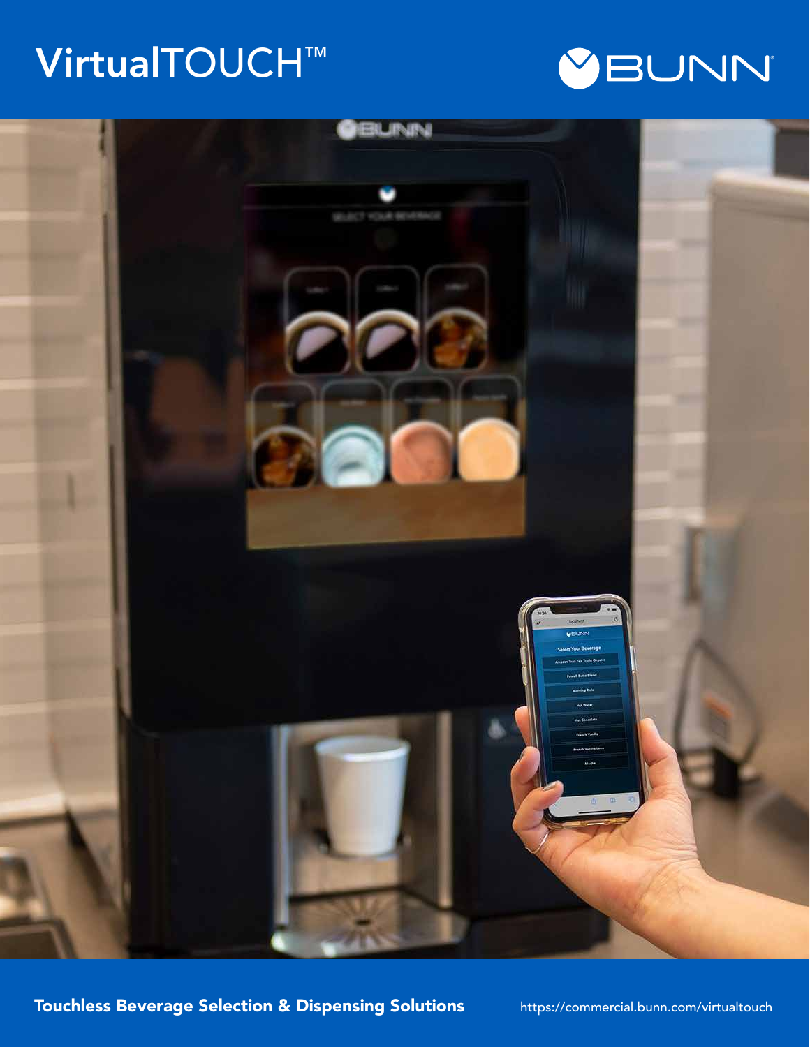# VirtualTOUCH™

BUNN

**Touchless Beverage Selection & Dispensing Solutions**

https://commercial.bunn.com/virtualtouch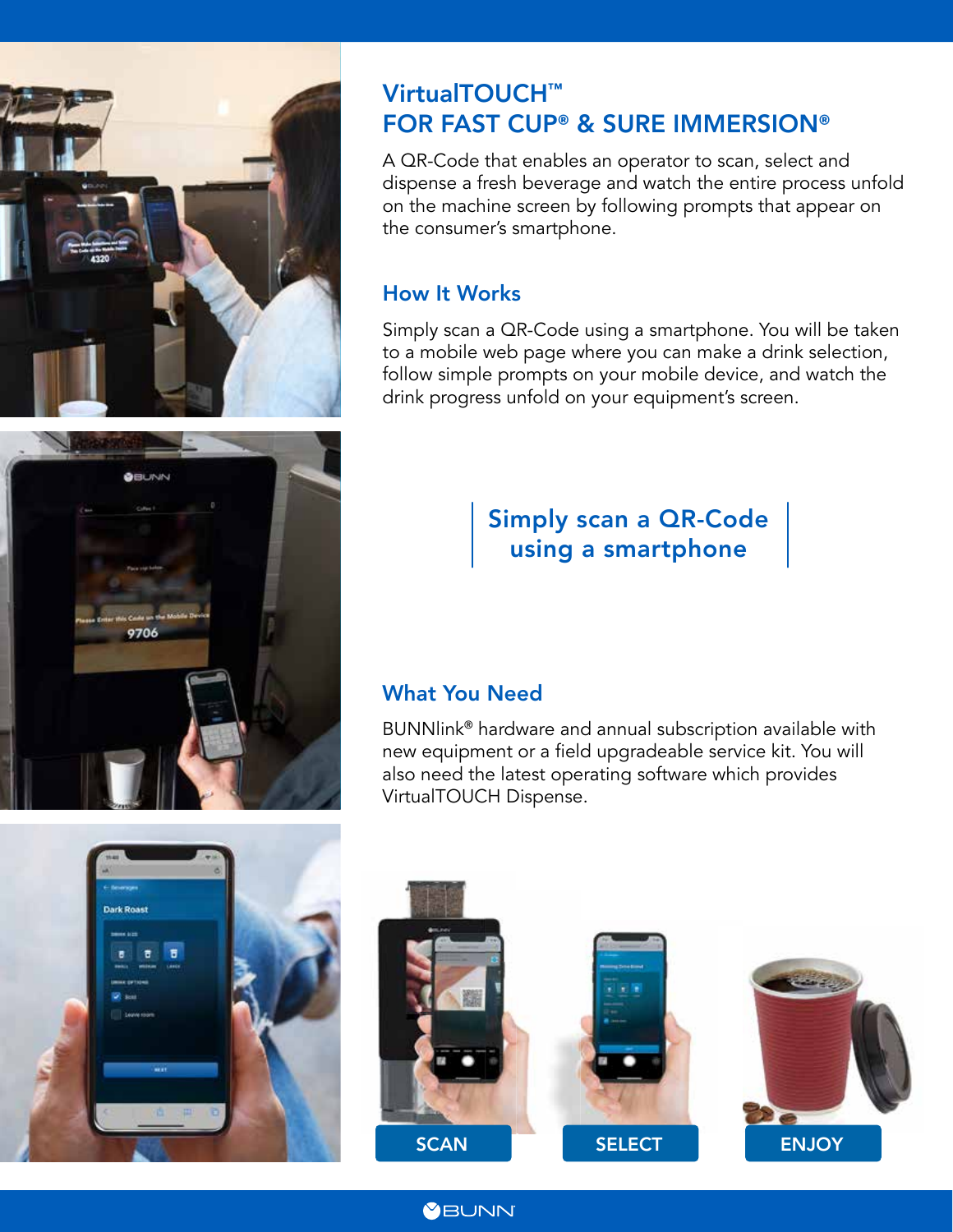## VirtualTOUCH™ FOR FAST CUP® & SURE IMMERSION®

A QR-Code that enables an operator to scan, select and dispense a fresh beverage and watch the entire process unfold on the machine screen by following prompts that appear on the consumer's smartphone.

### How It Works

Simply scan a QR-Code using a smartphone. You will be taken to a mobile web page where you can make a drink selection, follow simple prompts on your mobile device, and watch the drink progress unfold on your equipment's screen.

**Simply scan a QR-Code using a smartphone**

### What You Need

BUNNlink® hardware and annual subscription available with new equipment or a field upgradeable service kit. You will also need the latest operating software which provides VirtualTOUCH Dispense.

SCAN

SELECT

ENJOY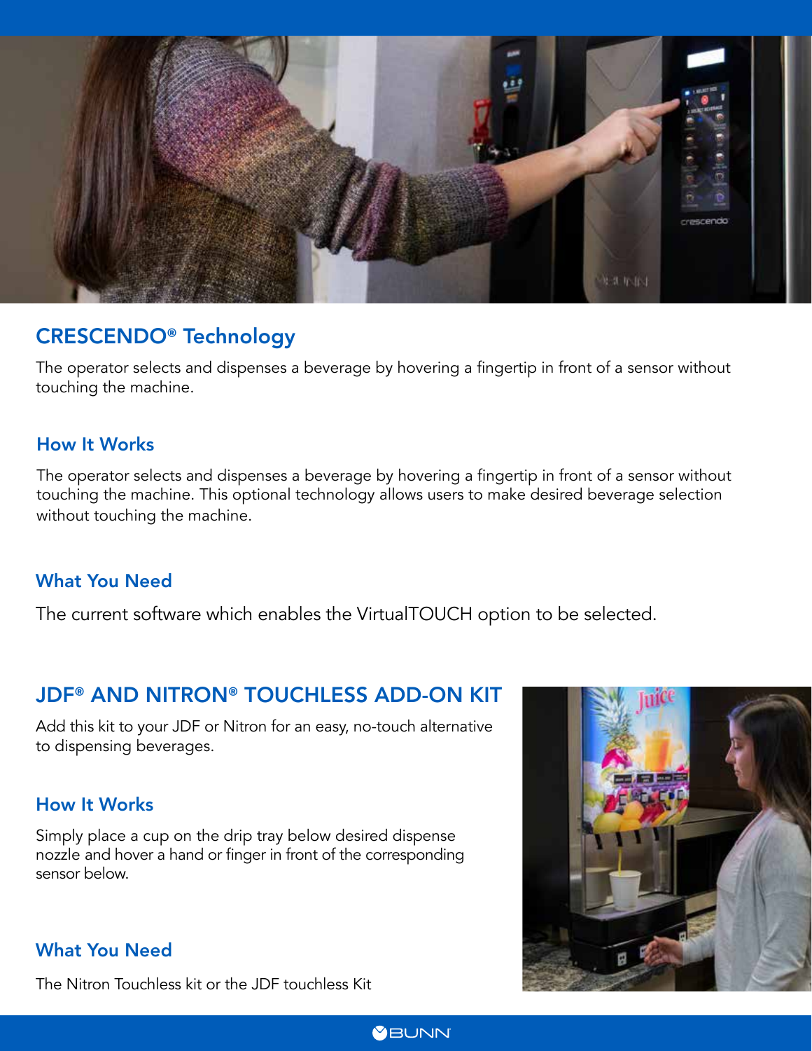## CRESCENDO® Technology

The operator selects and dispenses a beverage by hovering a fingertip in front of a sensor without touching the machine.

### How It Works

The operator selects and dispenses a beverage by hovering a fingertip in front of a sensor without touching the machine. This optional technology allows users to make desired beverage selection without touching the machine.

### What You Need

The current software which enables the VirtualTOUCH option to be selected.

## JDF® AND NITRON® TOUCHLESS ADD-ON KIT

Add this kit to your JDF or Nitron for an easy, no-touch alternative to dispensing beverages.

### How It Works

Simply place a cup on the drip tray below desired dispense nozzle and hover a hand or finger in front of the corresponding sensor below.

### What You Need

The Nitron Touchless kit or the JDF touchless Kit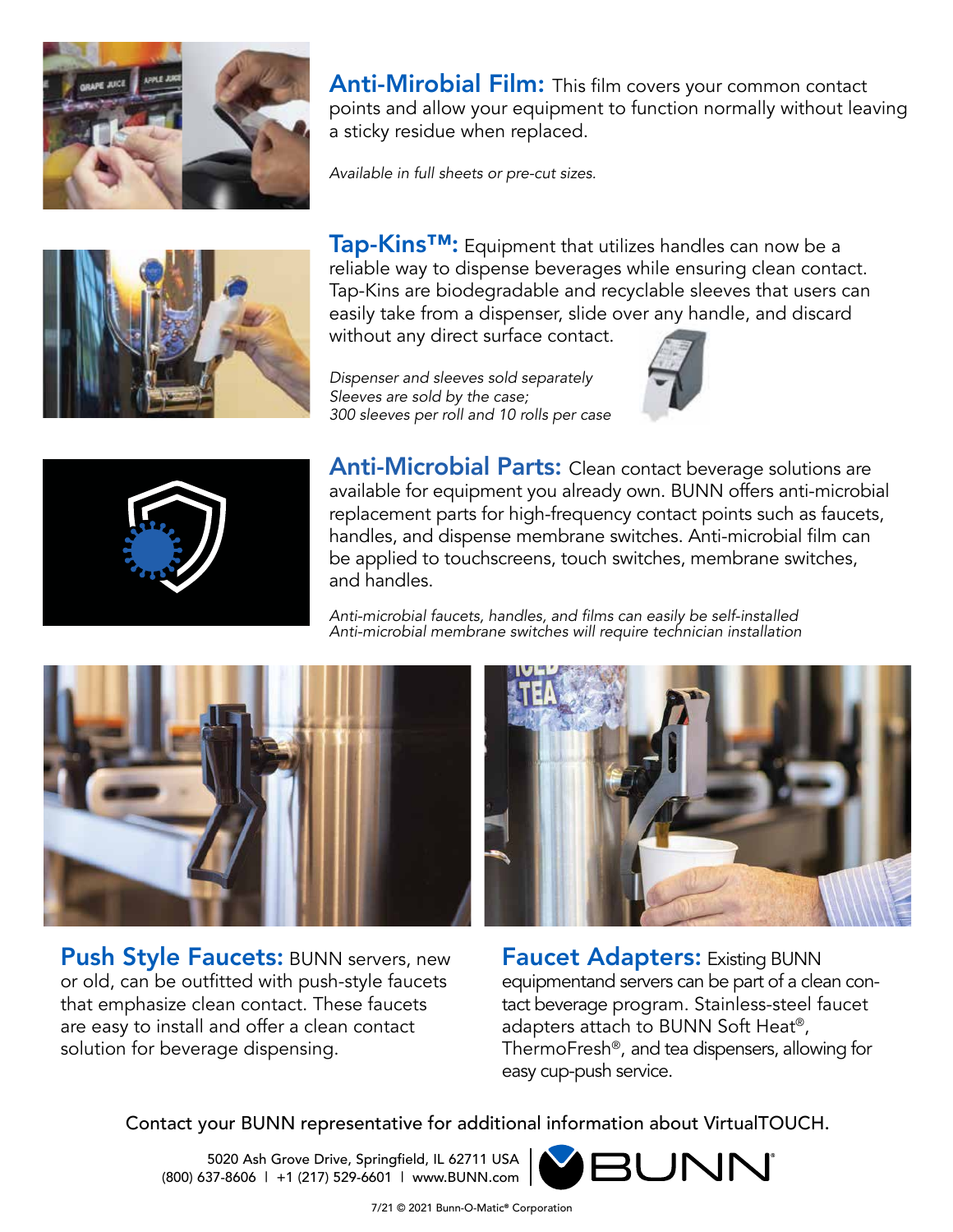**Anti-Mirobial Film:** This film covers your common contact points and allow your equipment to function normally without leaving a sticky residue when replaced.

*Available in full sheets or pre-cut sizes.*

**Tap-Kins™:** Equipment that utilizes handles can now be a reliable way to dispense beverages while ensuring clean contact. Tap-Kins are biodegradable and recyclable sleeves that users can easily take from a dispenser, slide over any handle, and discard without any direct surface contact.

*Dispenser and sleeves sold separately*
*Sleeves are sold by the case;*
*300 sleeves per roll and 10 rolls per case*

**Anti-Microbial Parts:** Clean contact beverage solutions are available for equipment you already own. BUNN offers anti-microbial replacement parts for high-frequency contact points such as faucets, handles, and dispense membrane switches. Anti-microbial film can be applied to touchscreens, touch switches, membrane switches, and handles.

*Anti-microbial faucets, handles, and films can easily be self-installed*
*Anti-microbial membrane switches will require technician installation*

**Push Style Faucets:** BUNN servers, new or old, can be outfitted with push-style faucets that emphasize clean contact. These faucets are easy to install and offer a clean contact solution for beverage dispensing.

**Faucet Adapters:** Existing BUNN equipmentand servers can be part of a clean contact beverage program. Stainless-steel faucet adapters attach to BUNN Soft Heat®, ThermoFresh®, and tea dispensers, allowing for easy cup-push service.

Contact your BUNN representative for additional information about VirtualTOUCH.

5020 Ash Grove Drive, Springfield, IL 62711 USA
(800) 637-8606 | +1 (217) 529-6601 | www.BUNN.com

BUNN®

7/21 © 2021 Bunn-O-Matic® Corporation